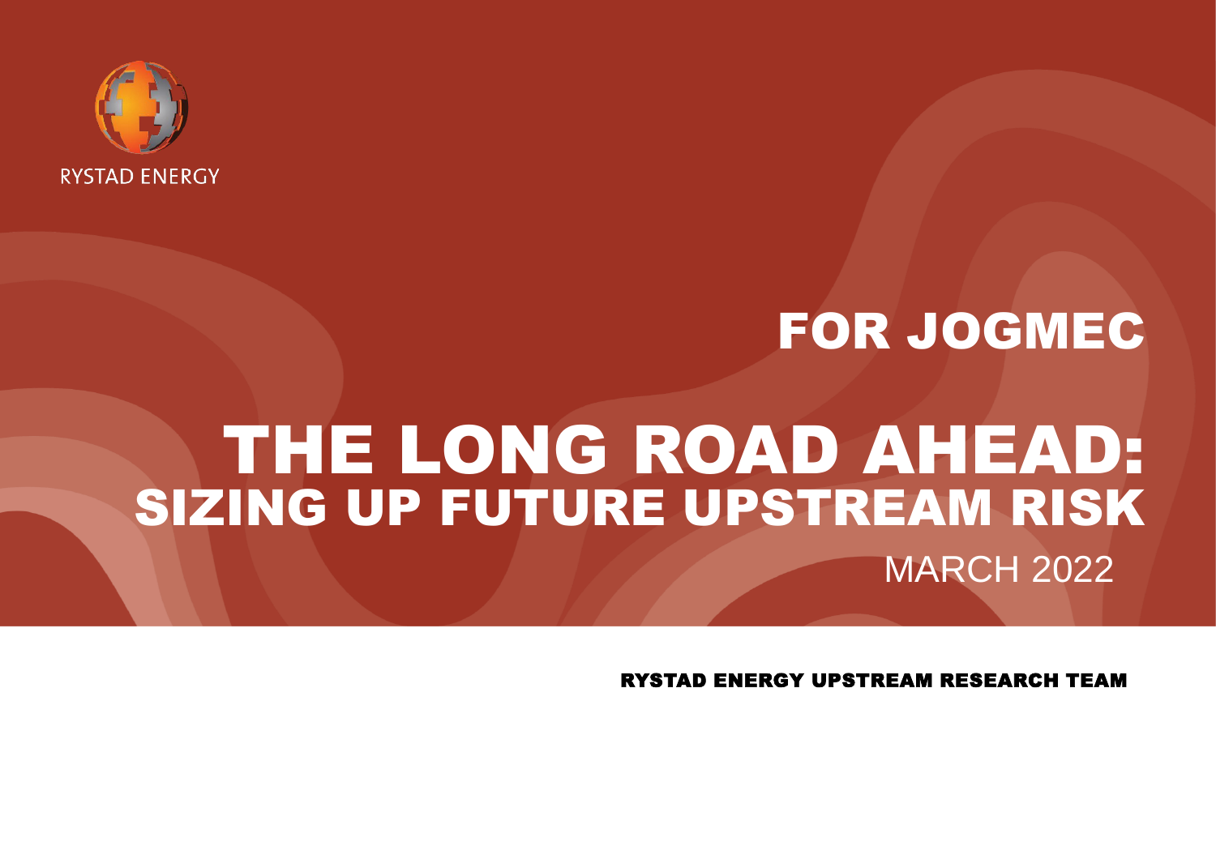RYSTAD ENERGY

## FOR JOGMEC

# THE LONG ROAD AHEAD: SIZING UP FUTURE UPSTREAM RISK

MARCH 2022

**RYSTAD ENERGY UPSTREAM RESEARCH TEAM**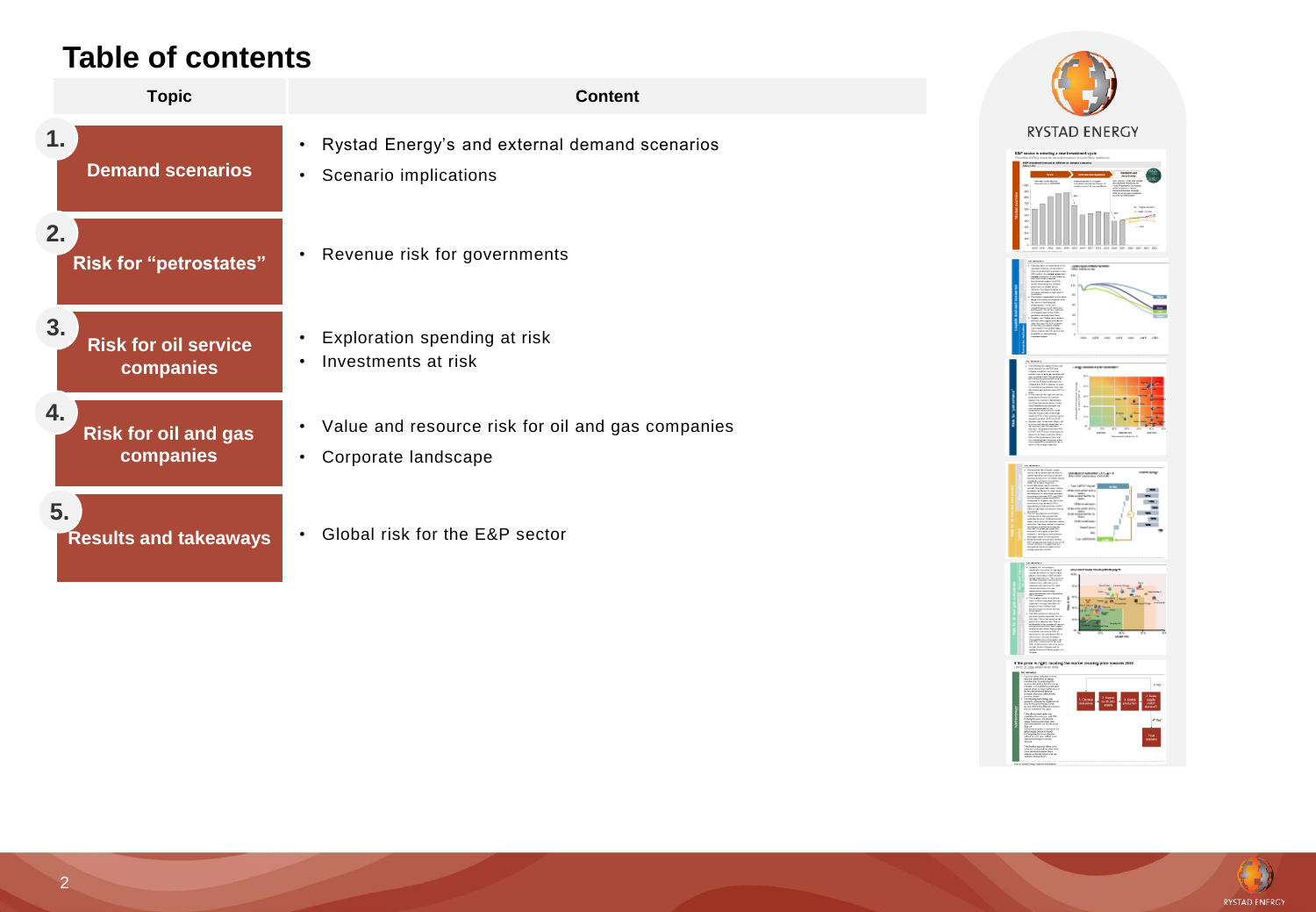# Table of contents

| Topic | Content |
| --- | --- |
| 1. Demand scenarios | • Rystad Energy's and external demand scenarios<br>• Scenario implications |
| 2. Risk for "petrostates" | • Revenue risk for governments |
| 3. Risk for oil service companies | • Exploration spending at risk<br>• Investments at risk |
| 4. Risk for oil and gas companies | • Value and resource risk for oil and gas companies<br>• Corporate landscape |
| 5. Results and takeaways | • Global risk for the E&P sector |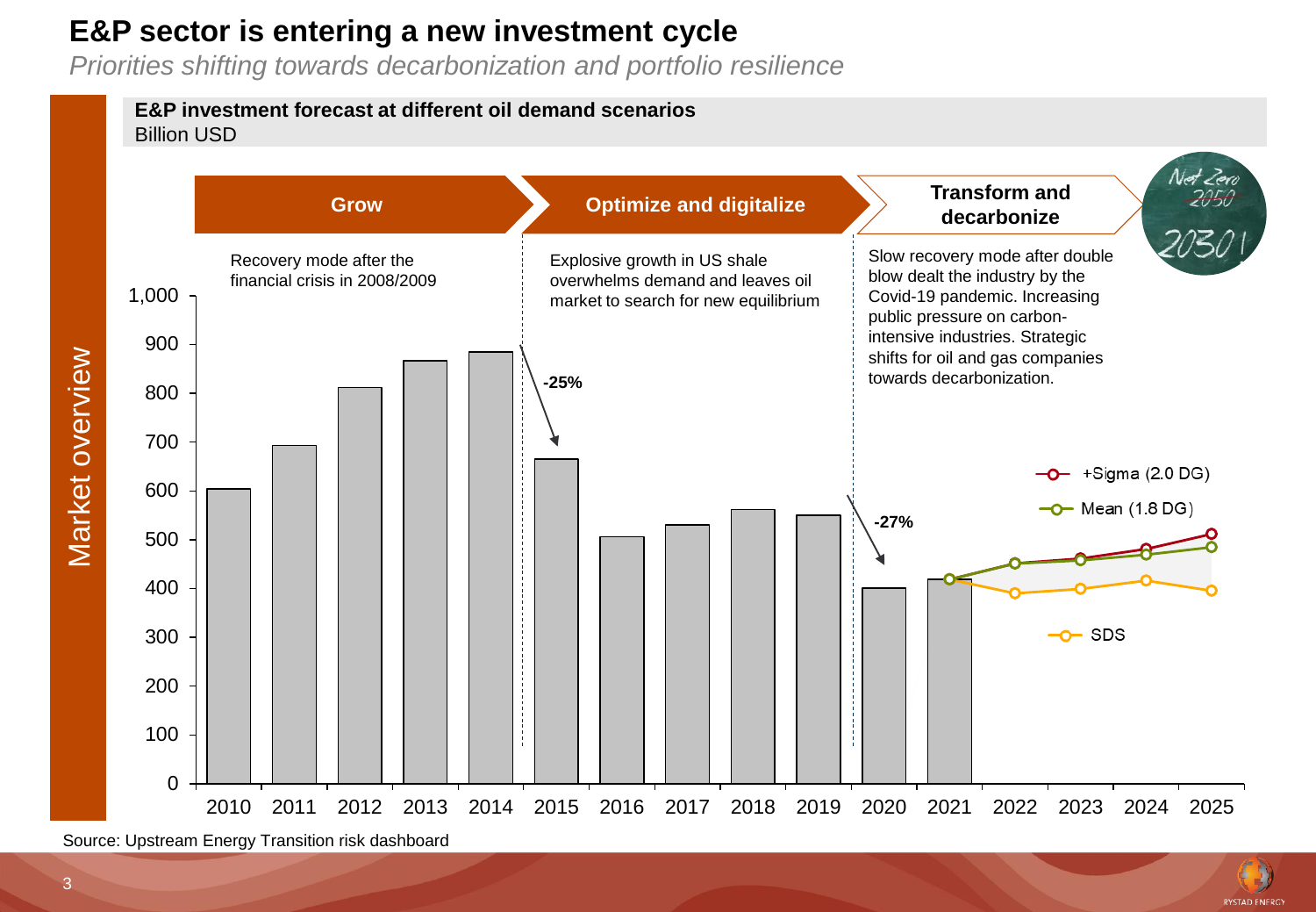# E&P sector is entering a new investment cycle

*Priorities shifting towards decarbonization and portfolio resilience*

Market overview

**E&P investment forecast at different oil demand scenarios**
Billion USD

**Grow** — Recovery mode after the financial crisis in 2008/2009

**Optimize and digitalize** — Explosive growth in US shale overwhelms demand and leaves oil market to search for new equilibrium

**Transform and decarbonize** — Slow recovery mode after double blow dealt the industry by the Covid-19 pandemic. Increasing public pressure on carbon-intensive industries. Strategic shifts for oil and gas companies towards decarbonization.

Net Zero 2050 2030!

-25%

-27%

+Sigma (2.0 DG)

Mean (1.8 DG)

SDS

Source: Upstream Energy Transition risk dashboard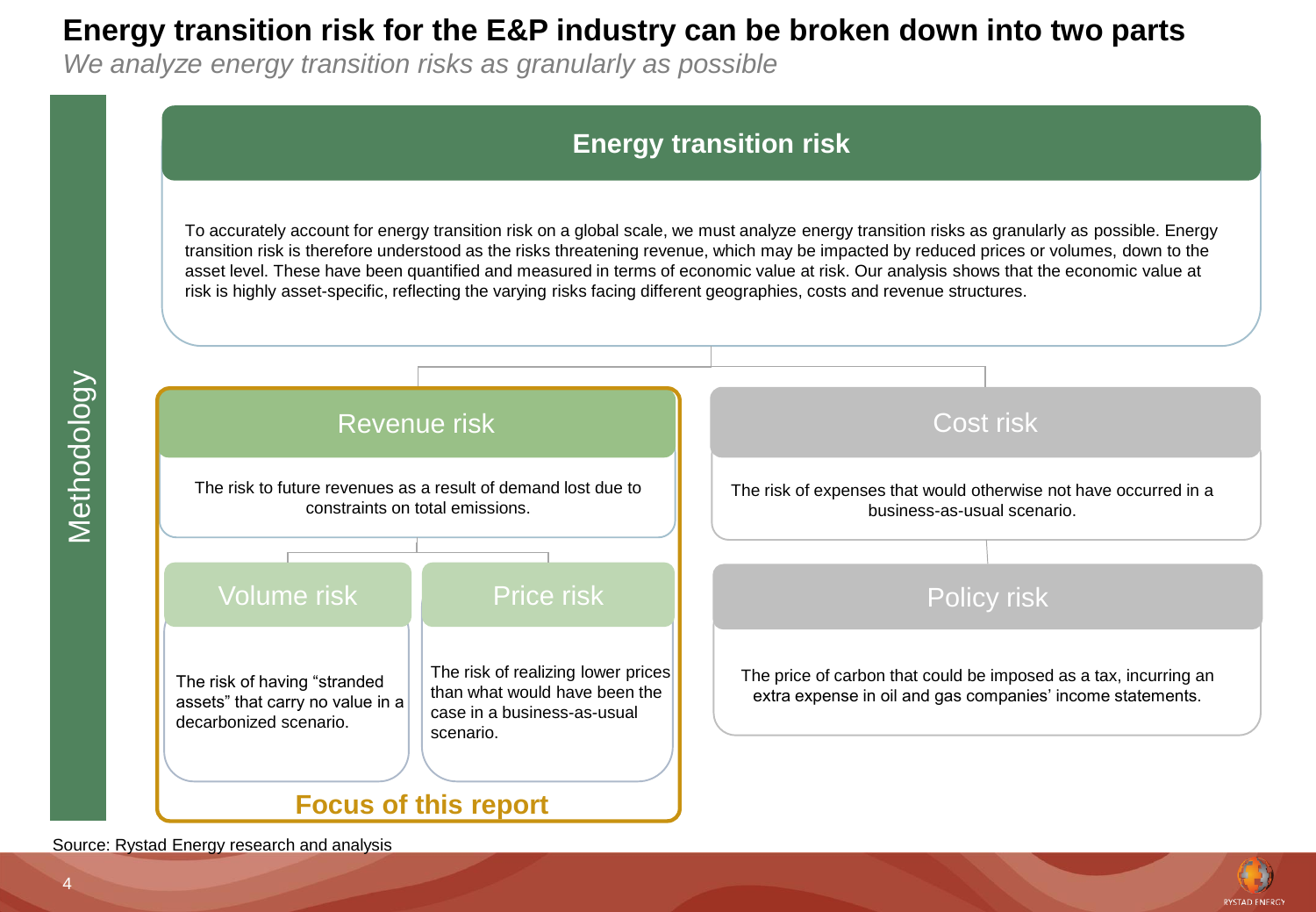# Energy transition risk for the E&P industry can be broken down into two parts

*We analyze energy transition risks as granularly as possible*

Methodology

## Energy transition risk

To accurately account for energy transition risk on a global scale, we must analyze energy transition risks as granularly as possible. Energy transition risk is therefore understood as the risks threatening revenue, which may be impacted by reduced prices or volumes, down to the asset level. These have been quantified and measured in terms of economic value at risk. Our analysis shows that the economic value at risk is highly asset-specific, reflecting the varying risks facing different geographies, costs and revenue structures.

### Revenue risk

The risk to future revenues as a result of demand lost due to constraints on total emissions.

#### Volume risk

The risk of having "stranded assets" that carry no value in a decarbonized scenario.

#### Price risk

The risk of realizing lower prices than what would have been the case in a business-as-usual scenario.

**Focus of this report**

### Cost risk

The risk of expenses that would otherwise not have occurred in a business-as-usual scenario.

#### Policy risk

The price of carbon that could be imposed as a tax, incurring an extra expense in oil and gas companies' income statements.

Source: Rystad Energy research and analysis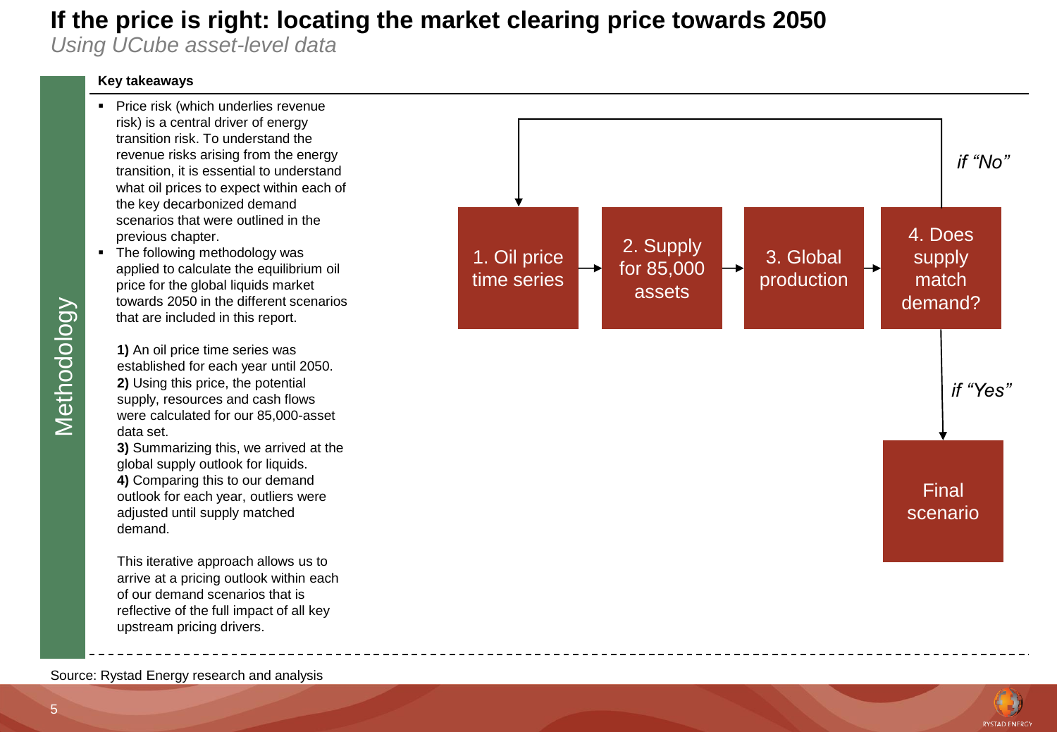# If the price is right: locating the market clearing price towards 2050

*Using UCube asset-level data*

Methodology

**Key takeaways**

- Price risk (which underlies revenue risk) is a central driver of energy transition risk. To understand the revenue risks arising from the energy transition, it is essential to understand what oil prices to expect within each of the key decarbonized demand scenarios that were outlined in the previous chapter.
- The following methodology was applied to calculate the equilibrium oil price for the global liquids market towards 2050 in the different scenarios that are included in this report.

**1)** An oil price time series was established for each year until 2050.
**2)** Using this price, the potential supply, resources and cash flows were calculated for our 85,000-asset data set.
**3)** Summarizing this, we arrived at the global supply outlook for liquids.
**4)** Comparing this to our demand outlook for each year, outliers were adjusted until supply matched demand.

This iterative approach allows us to arrive at a pricing outlook within each of our demand scenarios that is reflective of the full impact of all key upstream pricing drivers.

1. Oil price time series → 2. Supply for 85,000 assets → 3. Global production → 4. Does supply match demand?

*if "No"* → back to 1. Oil price time series

*if "Yes"* → Final scenario

Source: Rystad Energy research and analysis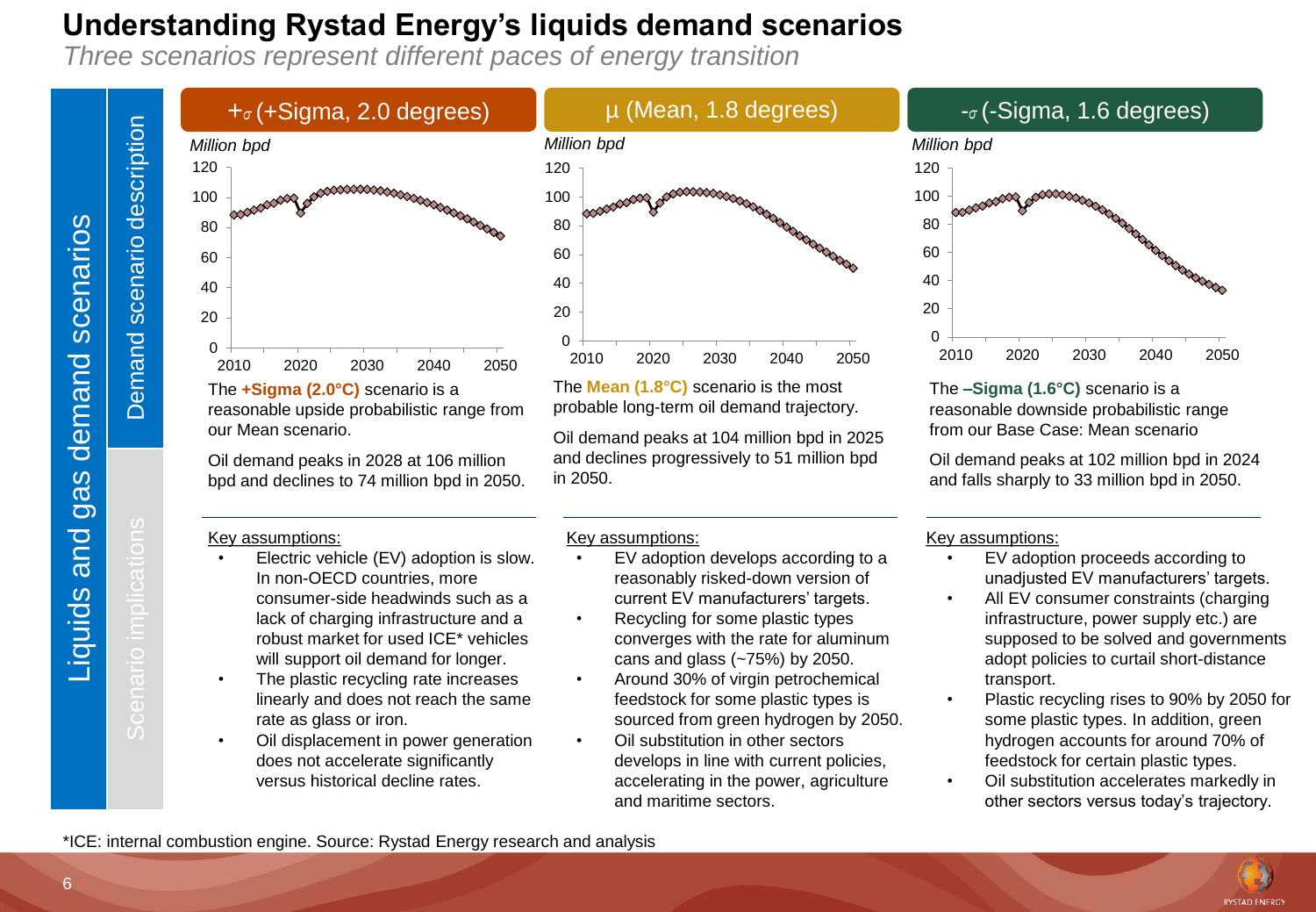# Understanding Rystad Energy's liquids demand scenarios

*Three scenarios represent different paces of energy transition*

Liquids and gas demand scenarios

Demand scenario description

Scenario implications

## +σ (+Sigma, 2.0 degrees)

*Million bpd*

The **+Sigma (2.0°C)** scenario is a reasonable upside probabilistic range from our Mean scenario.

Oil demand peaks in 2028 at 106 million bpd and declines to 74 million bpd in 2050.

Key assumptions:

- Electric vehicle (EV) adoption is slow. In non-OECD countries, more consumer-side headwinds such as a lack of charging infrastructure and a robust market for used ICE* vehicles will support oil demand for longer.
- The plastic recycling rate increases linearly and does not reach the same rate as glass or iron.
- Oil displacement in power generation does not accelerate significantly versus historical decline rates.

## µ (Mean, 1.8 degrees)

*Million bpd*

The **Mean (1.8°C)** scenario is the most probable long-term oil demand trajectory.

Oil demand peaks at 104 million bpd in 2025 and declines progressively to 51 million bpd in 2050.

Key assumptions:

- EV adoption develops according to a reasonably risked-down version of current EV manufacturers' targets.
- Recycling for some plastic types converges with the rate for aluminum cans and glass (~75%) by 2050.
- Around 30% of virgin petrochemical feedstock for some plastic types is sourced from green hydrogen by 2050.
- Oil substitution in other sectors develops in line with current policies, accelerating in the power, agriculture and maritime sectors.

## -σ (-Sigma, 1.6 degrees)

*Million bpd*

The **–Sigma (1.6°C)** scenario is a reasonable downside probabilistic range from our Base Case: Mean scenario

Oil demand peaks at 102 million bpd in 2024 and falls sharply to 33 million bpd in 2050.

Key assumptions:

- EV adoption proceeds according to unadjusted EV manufacturers' targets.
- All EV consumer constraints (charging infrastructure, power supply etc.) are supposed to be solved and governments adopt policies to curtail short-distance transport.
- Plastic recycling rises to 90% by 2050 for some plastic types. In addition, green hydrogen accounts for around 70% of feedstock for certain plastic types.
- Oil substitution accelerates markedly in other sectors versus today's trajectory.

*ICE: internal combustion engine. Source: Rystad Energy research and analysis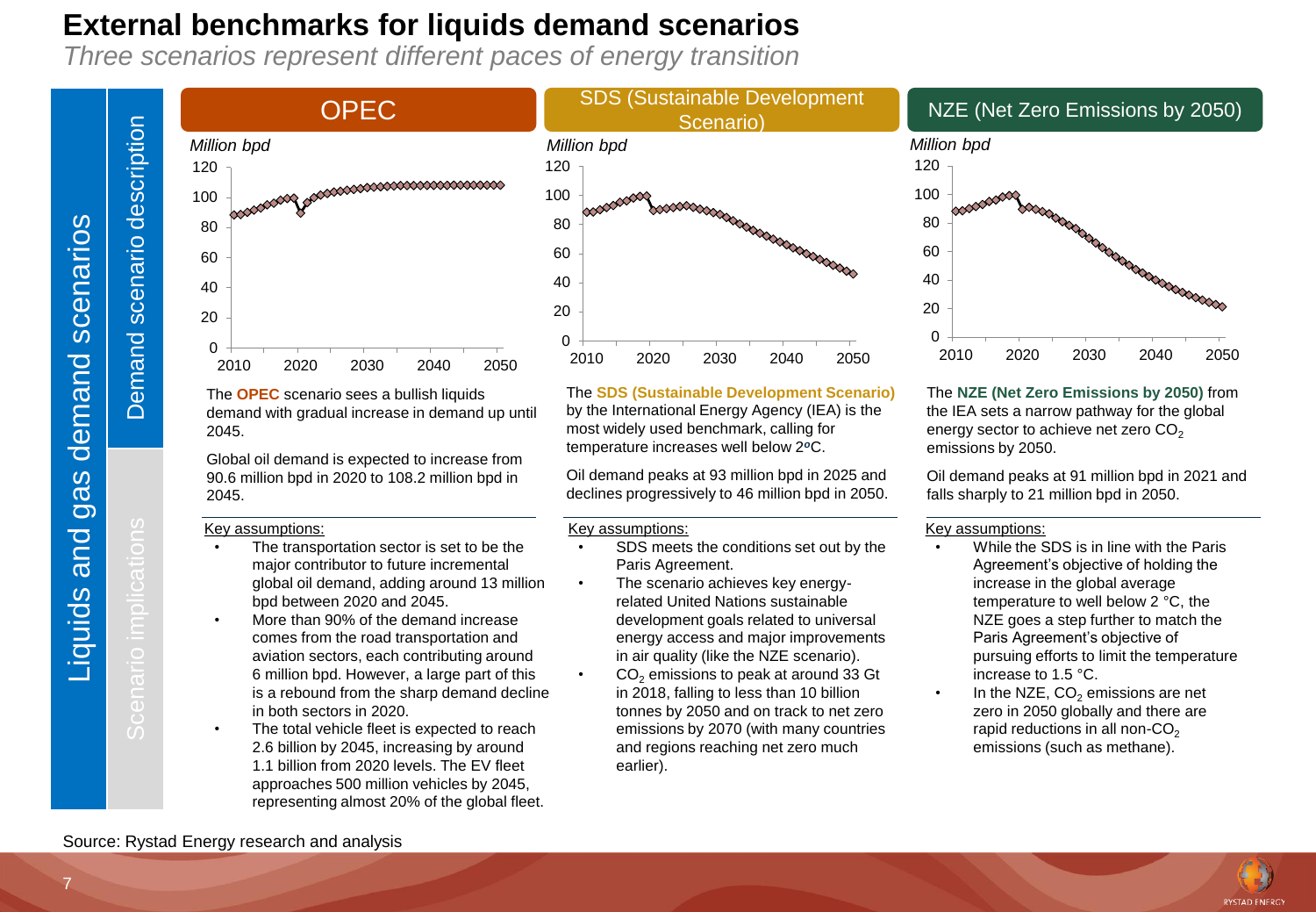# External benchmarks for liquids demand scenarios

*Three scenarios represent different paces of energy transition*

Liquids and gas demand scenarios

Demand scenario description

Scenario implications

## OPEC

*Million bpd*

The **OPEC** scenario sees a bullish liquids demand with gradual increase in demand up until 2045.

Global oil demand is expected to increase from 90.6 million bpd in 2020 to 108.2 million bpd in 2045.

Key assumptions:

- The transportation sector is set to be the major contributor to future incremental global oil demand, adding around 13 million bpd between 2020 and 2045.
- More than 90% of the demand increase comes from the road transportation and aviation sectors, each contributing around 6 million bpd. However, a large part of this is a rebound from the sharp demand decline in both sectors in 2020.
- The total vehicle fleet is expected to reach 2.6 billion by 2045, increasing by around 1.1 billion from 2020 levels. The EV fleet approaches 500 million vehicles by 2045, representing almost 20% of the global fleet.

## SDS (Sustainable Development Scenario)

*Million bpd*

The **SDS (Sustainable Development Scenario)** by the International Energy Agency (IEA) is the most widely used benchmark, calling for temperature increases well below 2ºC.

Oil demand peaks at 93 million bpd in 2025 and declines progressively to 46 million bpd in 2050.

Key assumptions:

- SDS meets the conditions set out by the Paris Agreement.
- The scenario achieves key energy-related United Nations sustainable development goals related to universal energy access and major improvements in air quality (like the NZE scenario).
- $CO_2$ emissions to peak at around 33 Gt in 2018, falling to less than 10 billion tonnes by 2050 and on track to net zero emissions by 2070 (with many countries and regions reaching net zero much earlier).

## NZE (Net Zero Emissions by 2050)

*Million bpd*

The **NZE (Net Zero Emissions by 2050)** from the IEA sets a narrow pathway for the global energy sector to achieve net zero $CO_2$ emissions by 2050.

Oil demand peaks at 91 million bpd in 2021 and falls sharply to 21 million bpd in 2050.

Key assumptions:

- While the SDS is in line with the Paris Agreement's objective of holding the increase in the global average temperature to well below 2 °C, the NZE goes a step further to match the Paris Agreement's objective of pursuing efforts to limit the temperature increase to 1.5 °C.
- In the NZE, $CO_2$ emissions are net zero in 2050 globally and there are rapid reductions in all non-$CO_2$ emissions (such as methane).

Source: Rystad Energy research and analysis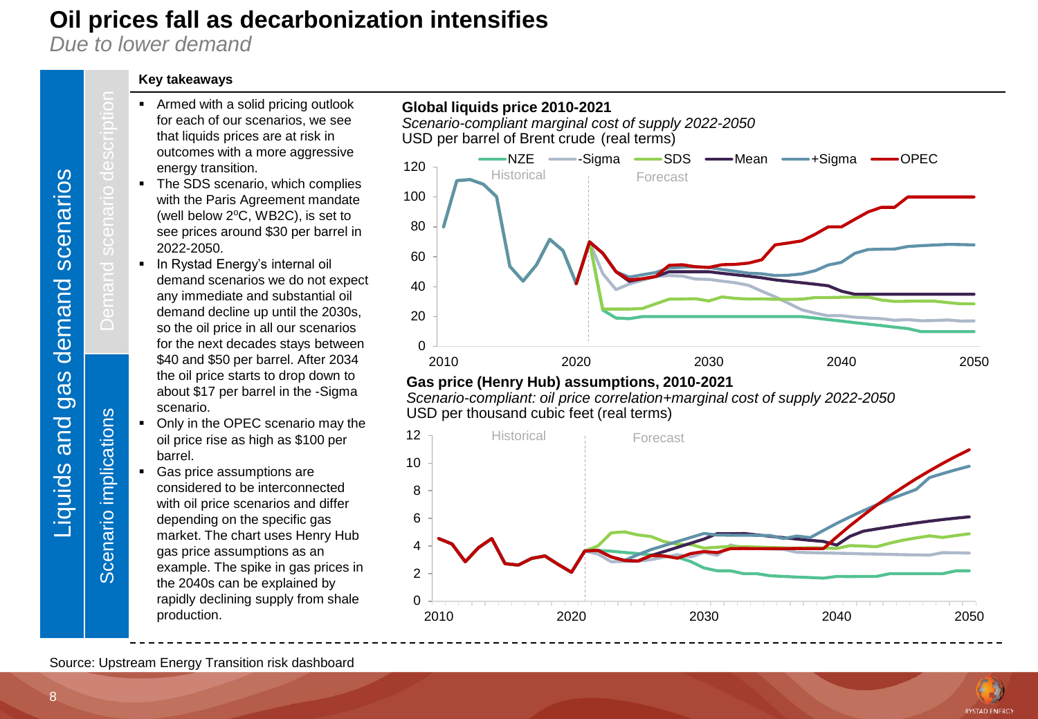# Oil prices fall as decarbonization intensifies

*Due to lower demand*

Liquids and gas demand scenarios

Demand scenario description

Scenario implications

**Key takeaways**

- Armed with a solid pricing outlook for each of our scenarios, we see that liquids prices are at risk in outcomes with a more aggressive energy transition.
- The SDS scenario, which complies with the Paris Agreement mandate (well below 2°C, WB2C), is set to see prices around $30 per barrel in 2022-2050.
- In Rystad Energy's internal oil demand scenarios we do not expect any immediate and substantial oil demand decline up until the 2030s, so the oil price in all our scenarios for the next decades stays between $40 and $50 per barrel. After 2034 the oil price starts to drop down to about $17 per barrel in the -Sigma scenario.
- Only in the OPEC scenario may the oil price rise as high as $100 per barrel.
- Gas price assumptions are considered to be interconnected with oil price scenarios and differ depending on the specific gas market. The chart uses Henry Hub gas price assumptions as an example. The spike in gas prices in the 2040s can be explained by rapidly declining supply from shale production.

**Global liquids price 2010-2021**

*Scenario-compliant marginal cost of supply 2022-2050*

USD per barrel of Brent crude (real terms)

Legend: NZE, -Sigma, SDS, Mean, +Sigma, OPEC

Historical | Forecast

**Gas price (Henry Hub) assumptions, 2010-2021**

*Scenario-compliant: oil price correlation+marginal cost of supply 2022-2050*

USD per thousand cubic feet (real terms)

Historical | Forecast

Source: Upstream Energy Transition risk dashboard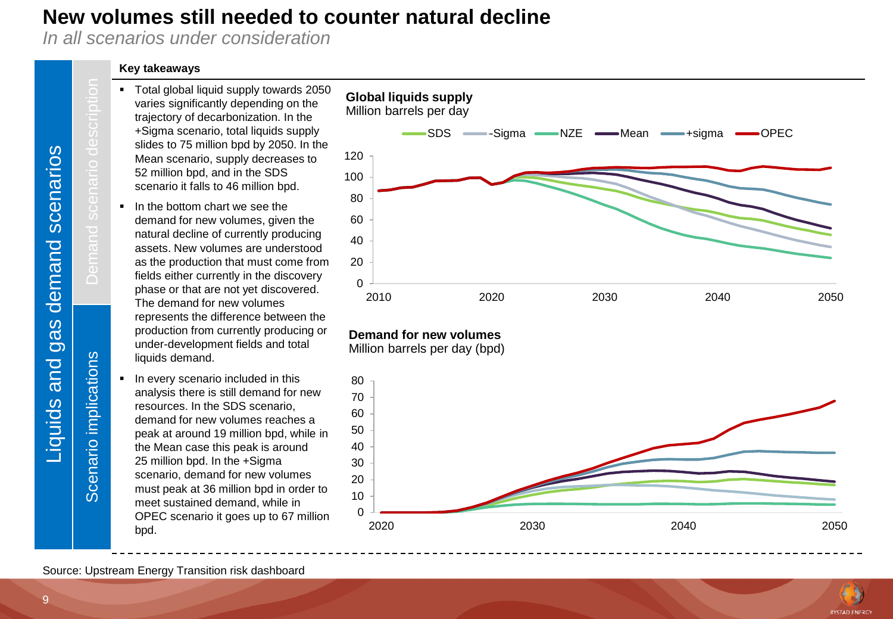# New volumes still needed to counter natural decline

*In all scenarios under consideration*

Liquids and gas demand scenarios

Demand scenario description

Scenario implications

**Key takeaways**

- Total global liquid supply towards 2050 varies significantly depending on the trajectory of decarbonization. In the +Sigma scenario, total liquids supply slides to 75 million bpd by 2050. In the Mean scenario, supply decreases to 52 million bpd, and in the SDS scenario it falls to 46 million bpd.
- In the bottom chart we see the demand for new volumes, given the natural decline of currently producing assets. New volumes are understood as the production that must come from fields either currently in the discovery phase or that are not yet discovered. The demand for new volumes represents the difference between the production from currently producing or under-development fields and total liquids demand.
- In every scenario included in this analysis there is still demand for new resources. In the SDS scenario, demand for new volumes reaches a peak at around 19 million bpd, while in the Mean case this peak is around 25 million bpd. In the +Sigma scenario, demand for new volumes must peak at 36 million bpd in order to meet sustained demand, while in OPEC scenario it goes up to 67 million bpd.

**Global liquids supply**
Million barrels per day

Legend: SDS, -Sigma, NZE, Mean, +sigma, OPEC

**Demand for new volumes**
Million barrels per day (bpd)

Source: Upstream Energy Transition risk dashboard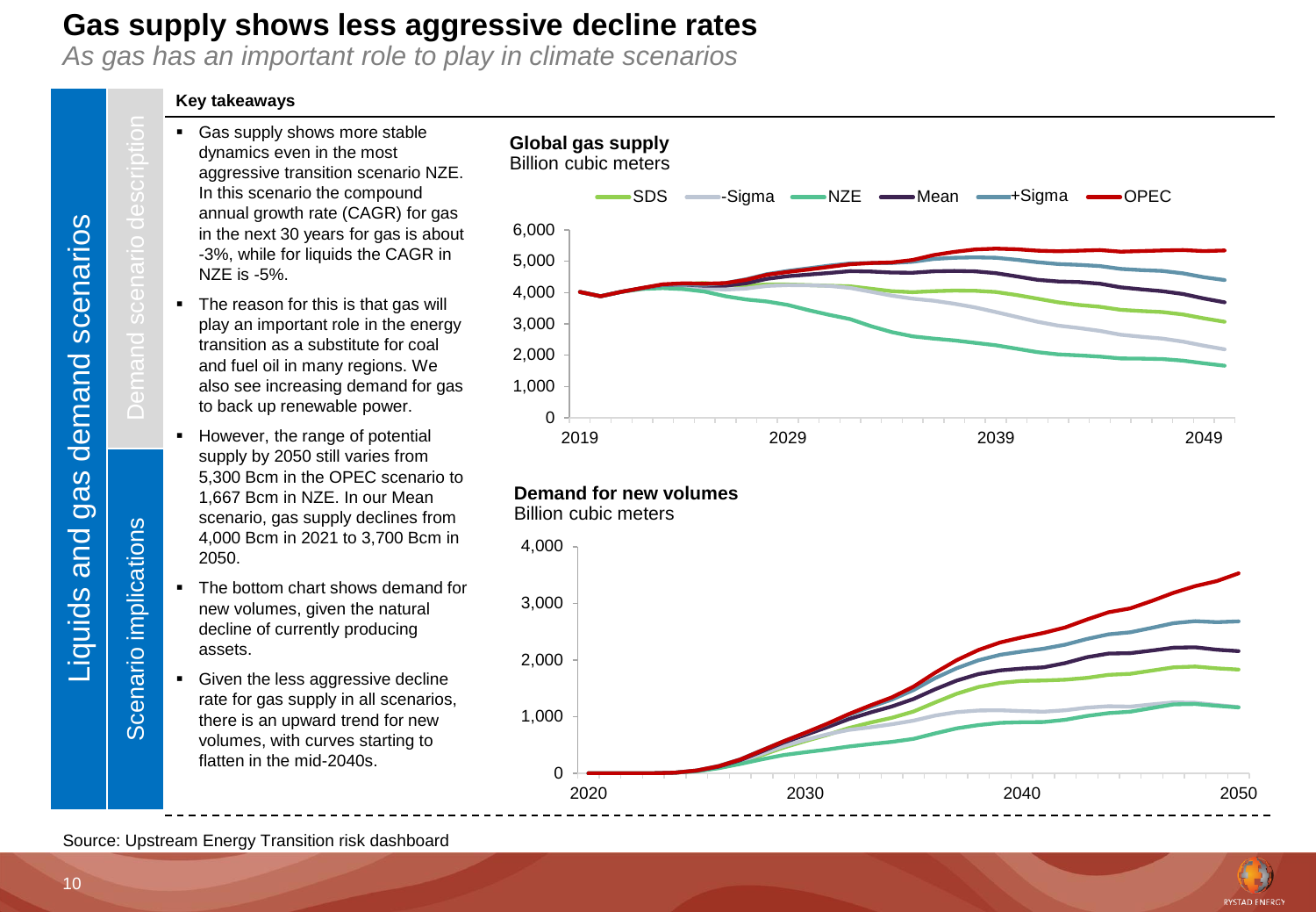# Gas supply shows less aggressive decline rates

*As gas has an important role to play in climate scenarios*

Liquids and gas demand scenarios

Demand scenario description

Scenario implications

**Key takeaways**

- Gas supply shows more stable dynamics even in the most aggressive transition scenario NZE. In this scenario the compound annual growth rate (CAGR) for gas in the next 30 years for gas is about -3%, while for liquids the CAGR in NZE is -5%.
- The reason for this is that gas will play an important role in the energy transition as a substitute for coal and fuel oil in many regions. We also see increasing demand for gas to back up renewable power.
- However, the range of potential supply by 2050 still varies from 5,300 Bcm in the OPEC scenario to 1,667 Bcm in NZE. In our Mean scenario, gas supply declines from 4,000 Bcm in 2021 to 3,700 Bcm in 2050.
- The bottom chart shows demand for new volumes, given the natural decline of currently producing assets.
- Given the less aggressive decline rate for gas supply in all scenarios, there is an upward trend for new volumes, with curves starting to flatten in the mid-2040s.

**Global gas supply**
Billion cubic meters

Legend: SDS, -Sigma, NZE, Mean, +Sigma, OPEC

**Demand for new volumes**
Billion cubic meters

Source: Upstream Energy Transition risk dashboard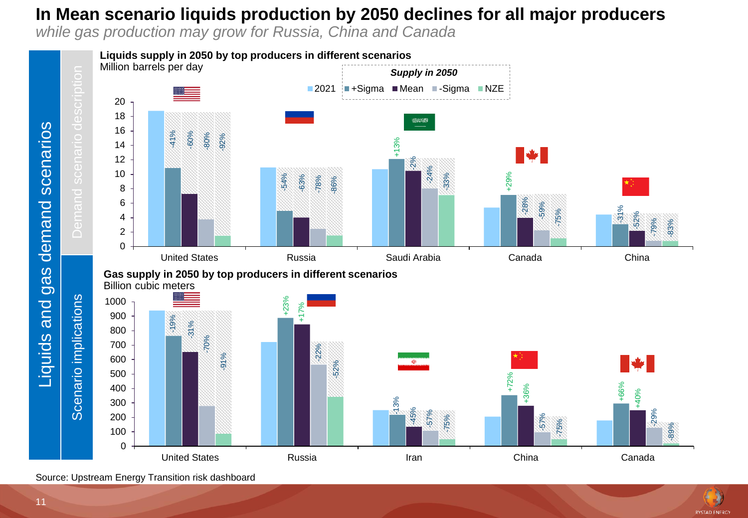# In Mean scenario liquids production by 2050 declines for all major producers

*while gas production may grow for Russia, China and Canada*

Liquids and gas demand scenarios

Demand scenario description

Scenario implications

**Liquids supply in 2050 by top producers in different scenarios**

Million barrels per day

*Supply in 2050*

2021 | +Sigma | Mean | -Sigma | NZE

| Country | +Sigma | Mean | -Sigma | NZE |
|---|---|---|---|---|
| United States | -41% | -60% | -80% | -92% |
| Russia | -54% | -63% | -78% | -86% |
| Saudi Arabia | +13% | -2% | -24% | -33% |
| Canada | +29% | -28% | -59% | -75% |
| China | -31% | -52% | -79% | -83% |

**Gas supply in 2050 by top producers in different scenarios**

Billion cubic meters

| Country | +Sigma | Mean | -Sigma | NZE |
|---|---|---|---|---|
| United States | -19% | -31% | -70% | -91% |
| Russia | +23% | +17% | -22% | -52% |
| Iran | -13% | -45% | -57% | -75% |
| China | +72% | +36% | -57% | -75% |
| Canada | +66% | +40% | -29% | -89% |

Source: Upstream Energy Transition risk dashboard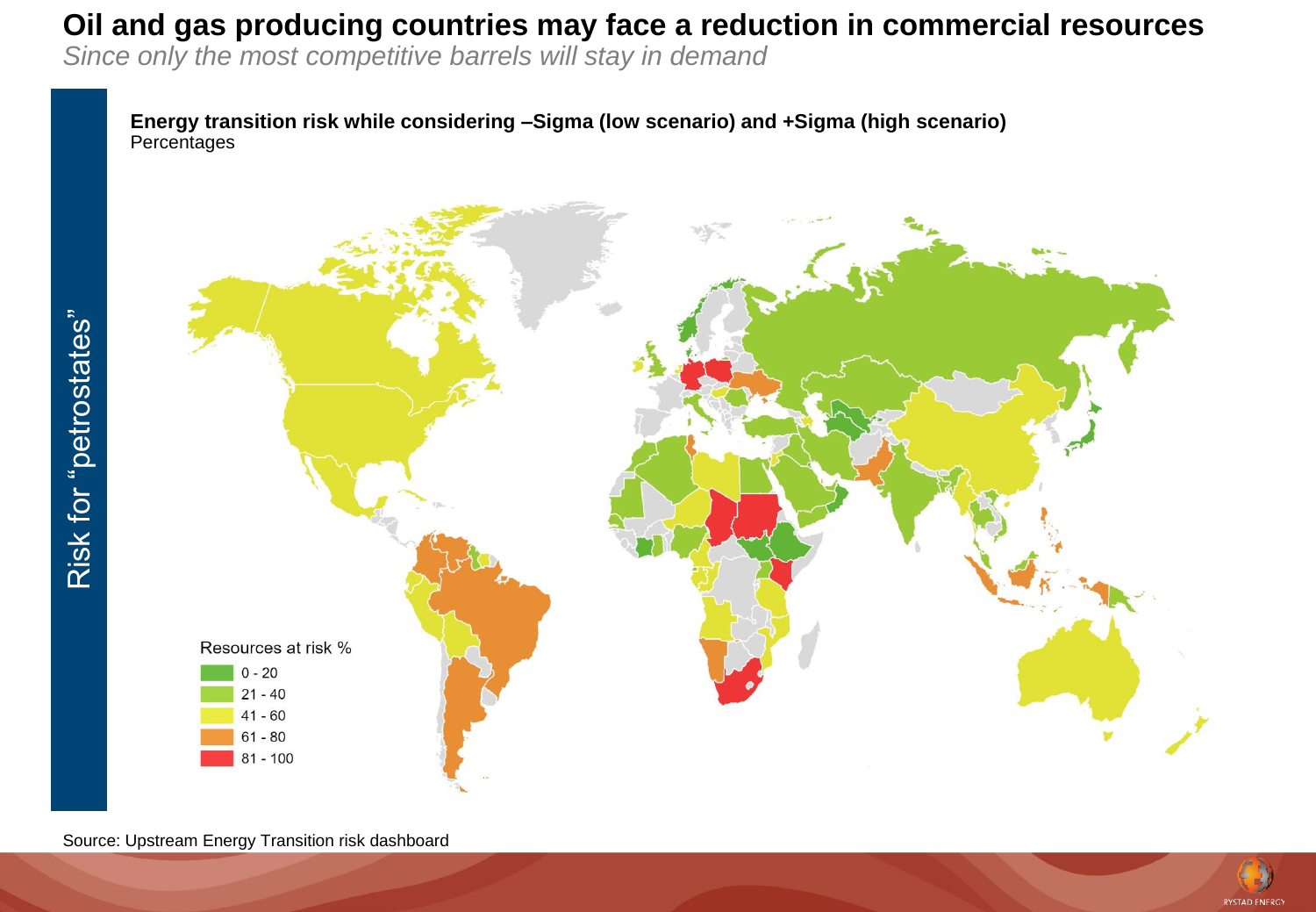# Oil and gas producing countries may face a reduction in commercial resources

*Since only the most competitive barrels will stay in demand*

Risk for "petrostates"

**Energy transition risk while considering –Sigma (low scenario) and +Sigma (high scenario)**
Percentages

Resources at risk %

- 0 - 20
- 21 - 40
- 41 - 60
- 61 - 80
- 81 - 100

Source: Upstream Energy Transition risk dashboard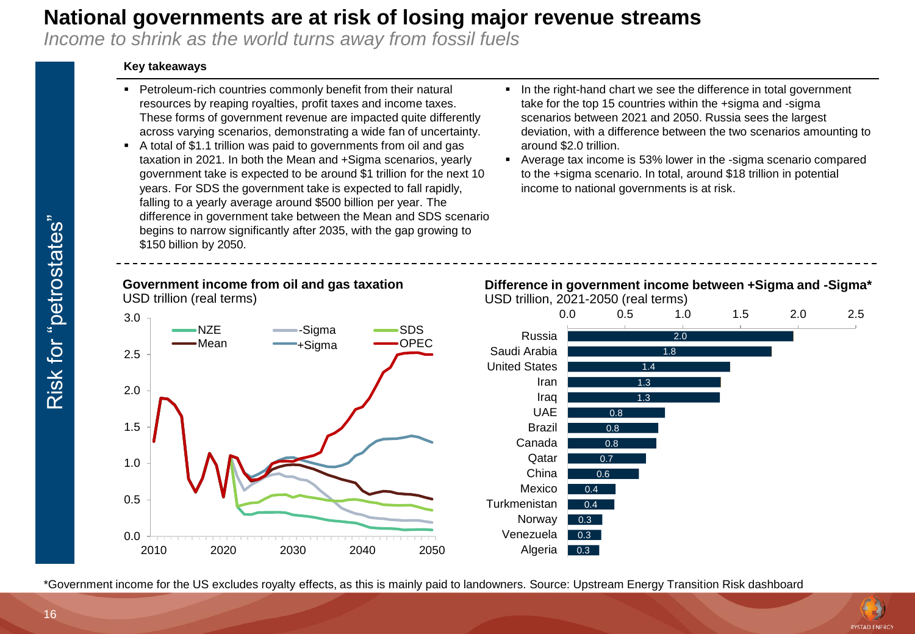# National governments are at risk of losing major revenue streams

*Income to shrink as the world turns away from fossil fuels*

Risk for "petrostates"

**Key takeaways**

- Petroleum-rich countries commonly benefit from their natural resources by reaping royalties, profit taxes and income taxes. These forms of government revenue are impacted quite differently across varying scenarios, demonstrating a wide fan of uncertainty.
- A total of $1.1 trillion was paid to governments from oil and gas taxation in 2021. In both the Mean and +Sigma scenarios, yearly government take is expected to be around $1 trillion for the next 10 years. For SDS the government take is expected to fall rapidly, falling to a yearly average around $500 billion per year. The difference in government take between the Mean and SDS scenario begins to narrow significantly after 2035, with the gap growing to $150 billion by 2050.
- In the right-hand chart we see the difference in total government take for the top 15 countries within the +sigma and -sigma scenarios between 2021 and 2050. Russia sees the largest deviation, with a difference between the two scenarios amounting to around $2.0 trillion.
- Average tax income is 53% lower in the -sigma scenario compared to the +sigma scenario. In total, around $18 trillion in potential income to national governments is at risk.

**Government income from oil and gas taxation**
USD trillion (real terms)

Legend: NZE, Mean, -Sigma, +Sigma, SDS, OPEC

**Difference in government income between +Sigma and -Sigma***
USD trillion, 2021-2050 (real terms)

| Country | USD trillion |
|---|---|
| Russia | 2.0 |
| Saudi Arabia | 1.8 |
| United States | 1.4 |
| Iran | 1.3 |
| Iraq | 1.3 |
| UAE | 0.8 |
| Brazil | 0.8 |
| Canada | 0.8 |
| Qatar | 0.7 |
| China | 0.6 |
| Mexico | 0.4 |
| Turkmenistan | 0.4 |
| Norway | 0.3 |
| Venezuela | 0.3 |
| Algeria | 0.3 |

*Government income for the US excludes royalty effects, as this is mainly paid to landowners. Source: Upstream Energy Transition Risk dashboard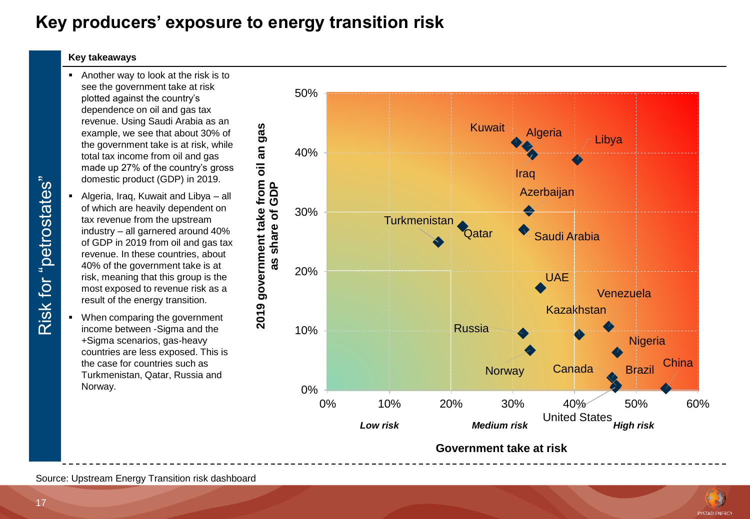# Key producers' exposure to energy transition risk

Risk for "petrostates"

**Key takeaways**

- Another way to look at the risk is to see the government take at risk plotted against the country's dependence on oil and gas tax revenue. Using Saudi Arabia as an example, we see that about 30% of the government take is at risk, while total tax income from oil and gas made up 27% of the country's gross domestic product (GDP) in 2019.
- Algeria, Iraq, Kuwait and Libya – all of which are heavily dependent on tax revenue from the upstream industry – all garnered around 40% of GDP in 2019 from oil and gas tax revenue. In these countries, about 40% of the government take is at risk, meaning that this group is the most exposed to revenue risk as a result of the energy transition.
- When comparing the government income between -Sigma and the +Sigma scenarios, gas-heavy countries are less exposed. This is the case for countries such as Turkmenistan, Qatar, Russia and Norway.

Source: Upstream Energy Transition risk dashboard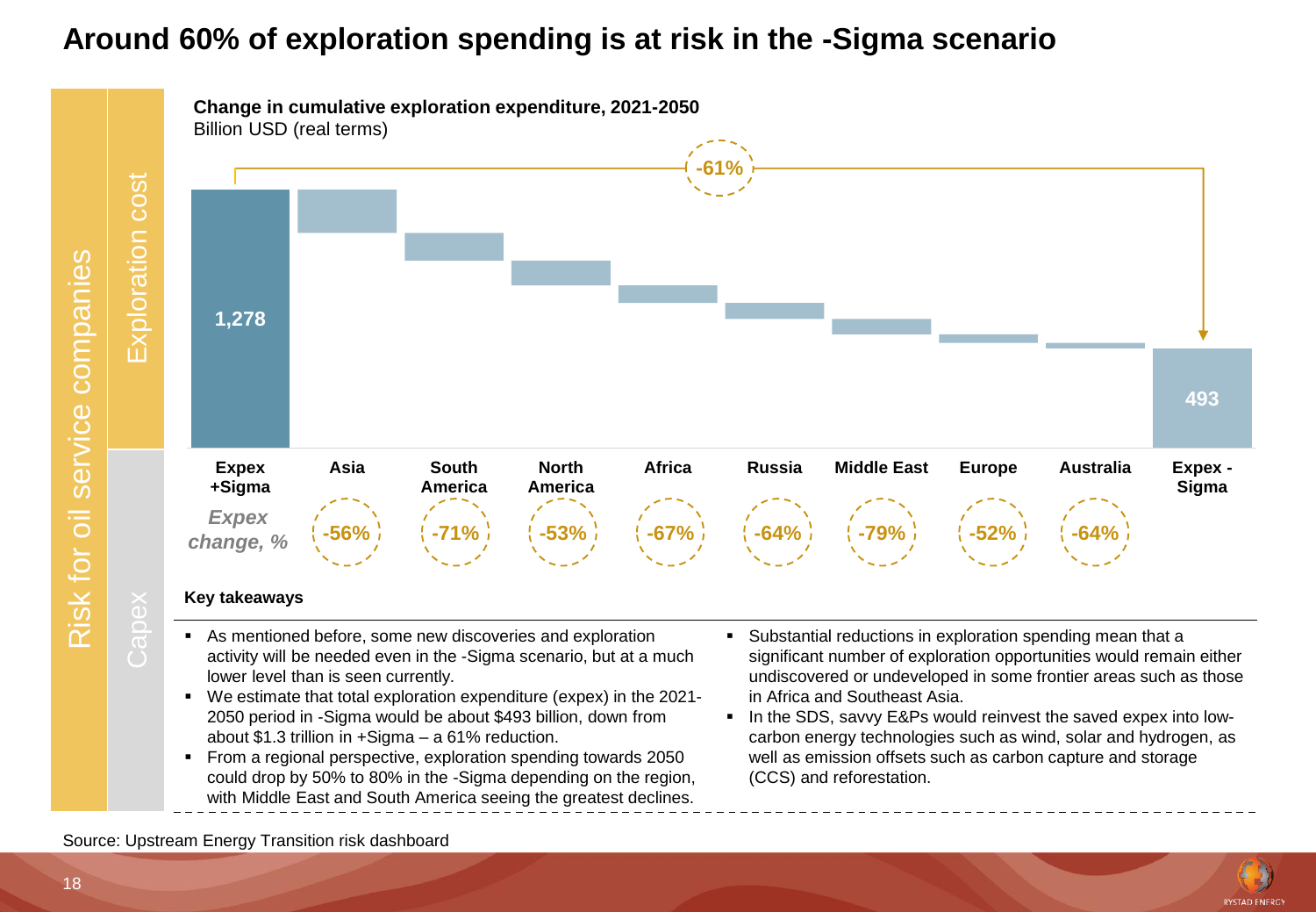# Around 60% of exploration spending is at risk in the -Sigma scenario

Risk for oil service companies — Exploration cost

**Change in cumulative exploration expenditure, 2021-2050**
Billion USD (real terms)

| | Expex +Sigma | Asia | South America | North America | Africa | Russia | Middle East | Europe | Australia | Expex - Sigma |
|---|---|---|---|---|---|---|---|---|---|---|
| Value | 1,278 | | | | | | | | | 493 |
| *Expex change, %* | | -56% | -71% | -53% | -67% | -64% | -79% | -52% | -64% | |

Total change: -61%

**Key takeaways**

- As mentioned before, some new discoveries and exploration activity will be needed even in the -Sigma scenario, but at a much lower level than is seen currently.
- We estimate that total exploration expenditure (expex) in the 2021-2050 period in -Sigma would be about $493 billion, down from about $1.3 trillion in +Sigma – a 61% reduction.
- From a regional perspective, exploration spending towards 2050 could drop by 50% to 80% in the -Sigma depending on the region, with Middle East and South America seeing the greatest declines.
- Substantial reductions in exploration spending mean that a significant number of exploration opportunities would remain either undiscovered or undeveloped in some frontier areas such as those in Africa and Southeast Asia.
- In the SDS, savvy E&Ps would reinvest the saved expex into low-carbon energy technologies such as wind, solar and hydrogen, as well as emission offsets such as carbon capture and storage (CCS) and reforestation.

Source: Upstream Energy Transition risk dashboard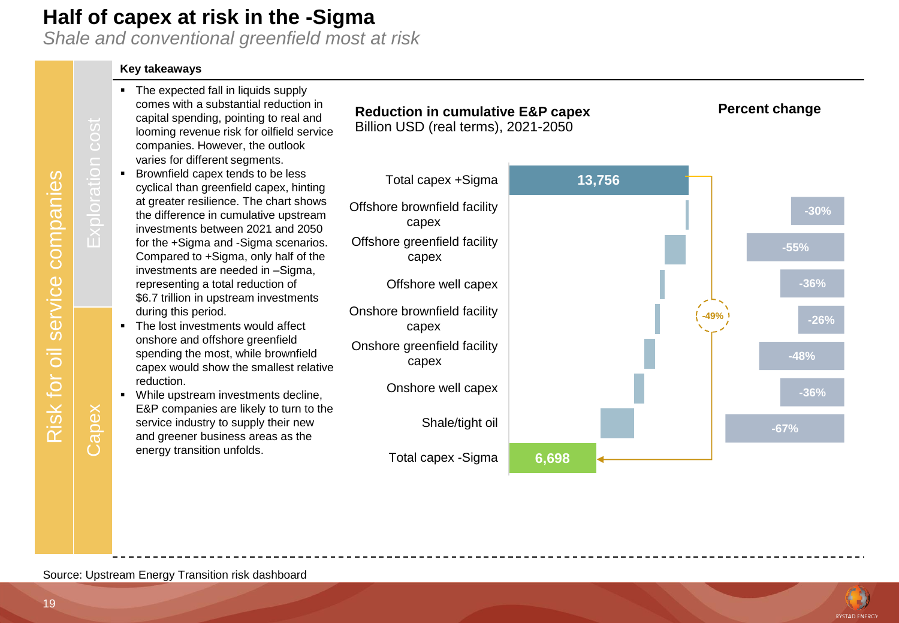# Half of capex at risk in the -Sigma

*Shale and conventional greenfield most at risk*

Risk for oil service companies | Exploration cost | Capex

**Key takeaways**

- The expected fall in liquids supply comes with a substantial reduction in capital spending, pointing to real and looming revenue risk for oilfield service companies. However, the outlook varies for different segments.
- Brownfield capex tends to be less cyclical than greenfield capex, hinting at greater resilience. The chart shows the difference in cumulative upstream investments between 2021 and 2050 for the +Sigma and -Sigma scenarios. Compared to +Sigma, only half of the investments are needed in –Sigma, representing a total reduction of $6.7 trillion in upstream investments during this period.
- The lost investments would affect onshore and offshore greenfield spending the most, while brownfield capex would show the smallest relative reduction.
- While upstream investments decline, E&P companies are likely to turn to the service industry to supply their new and greener business areas as the energy transition unfolds.

**Reduction in cumulative E&P capex**
Billion USD (real terms), 2021-2050

| Category | Value | Percent change |
|---|---|---|
| Total capex +Sigma | 13,756 | |
| Offshore brownfield facility capex | | -30% |
| Offshore greenfield facility capex | | -55% |
| Offshore well capex | | -36% |
| Onshore brownfield facility capex | | -26% |
| Onshore greenfield facility capex | | -48% |
| Onshore well capex | | -36% |
| Shale/tight oil | | -67% |
| Total capex -Sigma | 6,698 | -49% (vs. +Sigma) |

Source: Upstream Energy Transition risk dashboard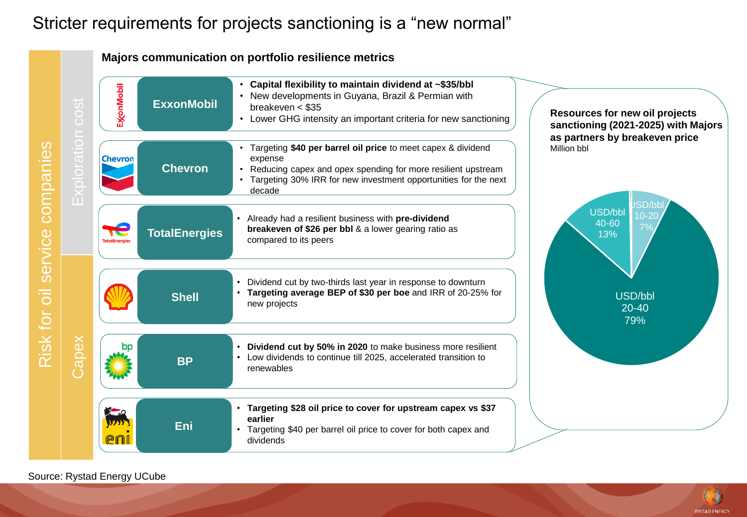# Stricter requirements for projects sanctioning is a "new normal"

Risk for oil service companies

Exploration cost

Capex

## Majors communication on portfolio resilience metrics

**ExxonMobil**
- **Capital flexibility to maintain dividend at ~$35/bbl**
- New developments in Guyana, Brazil & Permian with breakeven < $35
- Lower GHG intensity an important criteria for new sanctioning

**Chevron**
- Targeting **$40 per barrel oil price** to meet capex & dividend expense
- Reducing capex and opex spending for more resilient upstream
- Targeting 30% IRR for new investment opportunities for the next decade

**TotalEnergies**
- Already had a resilient business with **pre-dividend breakeven of $26 per bbl** & a lower gearing ratio as compared to its peers

**Shell**
- Dividend cut by two-thirds last year in response to downturn
- **Targeting average BEP of $30 per boe** and IRR of 20-25% for new projects

**BP**
- **Dividend cut by 50% in 2020** to make business more resilient
- Low dividends to continue till 2025, accelerated transition to renewables

**Eni**
- **Targeting $28 oil price to cover for upstream capex vs $37 earlier**
- Targeting $40 per barrel oil price to cover for both capex and dividends

**Resources for new oil projects sanctioning (2021-2025) with Majors as partners by breakeven price**
Million bbl

| Breakeven price | Share |
|---|---|
| USD/bbl 10-20 | 7% |
| USD/bbl 20-40 | 79% |
| USD/bbl 40-60 | 13% |

Source: Rystad Energy UCube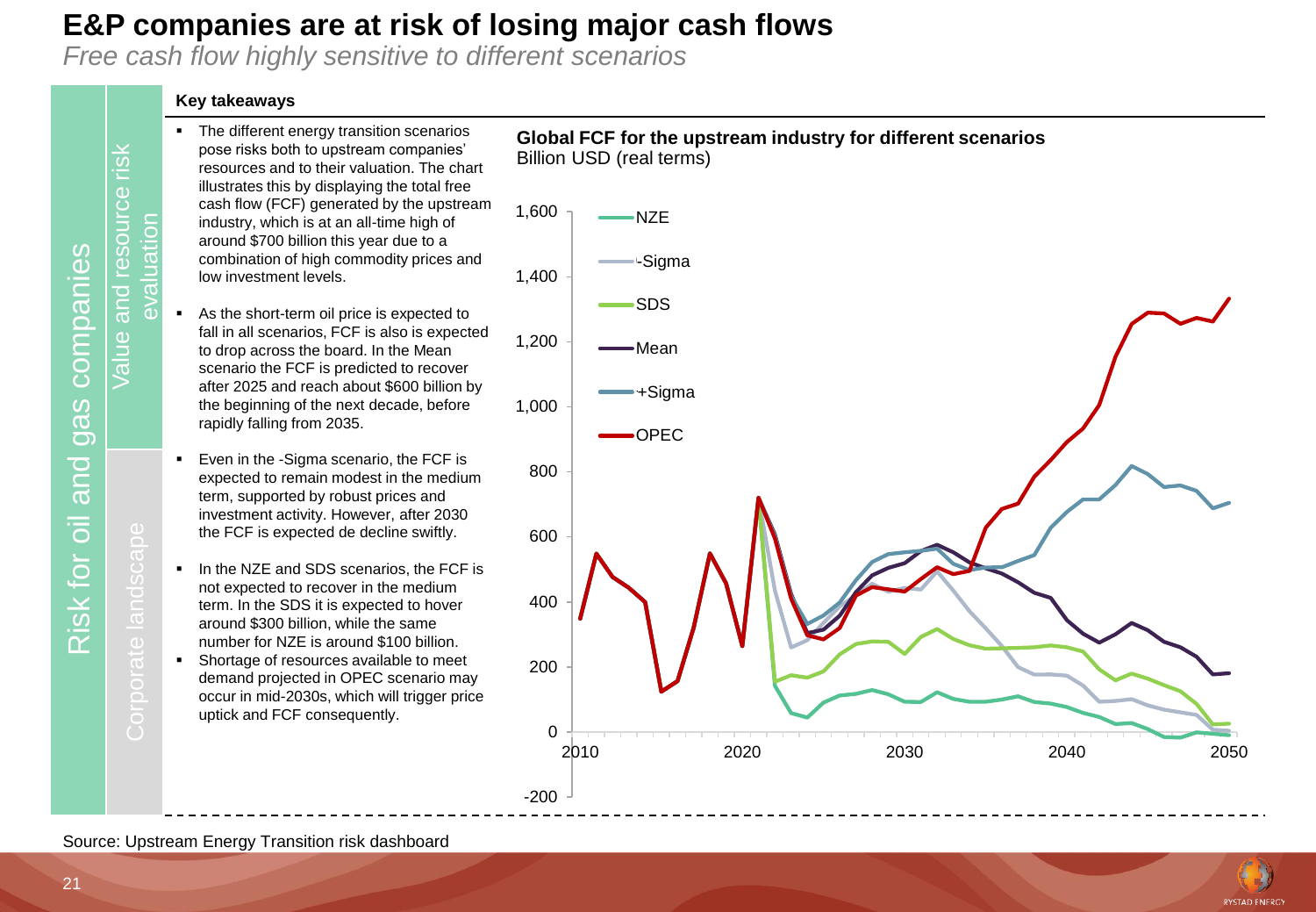# E&P companies are at risk of losing major cash flows

*Free cash flow highly sensitive to different scenarios*

Risk for oil and gas companies

Value and resource risk evaluation

Corporate landscape

**Key takeaways**

- The different energy transition scenarios pose risks both to upstream companies' resources and to their valuation. The chart illustrates this by displaying the total free cash flow (FCF) generated by the upstream industry, which is at an all-time high of around $700 billion this year due to a combination of high commodity prices and low investment levels.
- As the short-term oil price is expected to fall in all scenarios, FCF is also is expected to drop across the board. In the Mean scenario the FCF is predicted to recover after 2025 and reach about $600 billion by the beginning of the next decade, before rapidly falling from 2035.
- Even in the -Sigma scenario, the FCF is expected to remain modest in the medium term, supported by robust prices and investment activity. However, after 2030 the FCF is expected de decline swiftly.
- In the NZE and SDS scenarios, the FCF is not expected to recover in the medium term. In the SDS it is expected to hover around $300 billion, while the same number for NZE is around $100 billion.
- Shortage of resources available to meet demand projected in OPEC scenario may occur in mid-2030s, which will trigger price uptick and FCF consequently.

**Global FCF for the upstream industry for different scenarios**

Billion USD (real terms)

Legend: NZE, -Sigma, SDS, Mean, +Sigma, OPEC

Y-axis: -200, 0, 200, 400, 600, 800, 1,000, 1,200, 1,400, 1,600

X-axis: 2010, 2020, 2030, 2040, 2050

Source: Upstream Energy Transition risk dashboard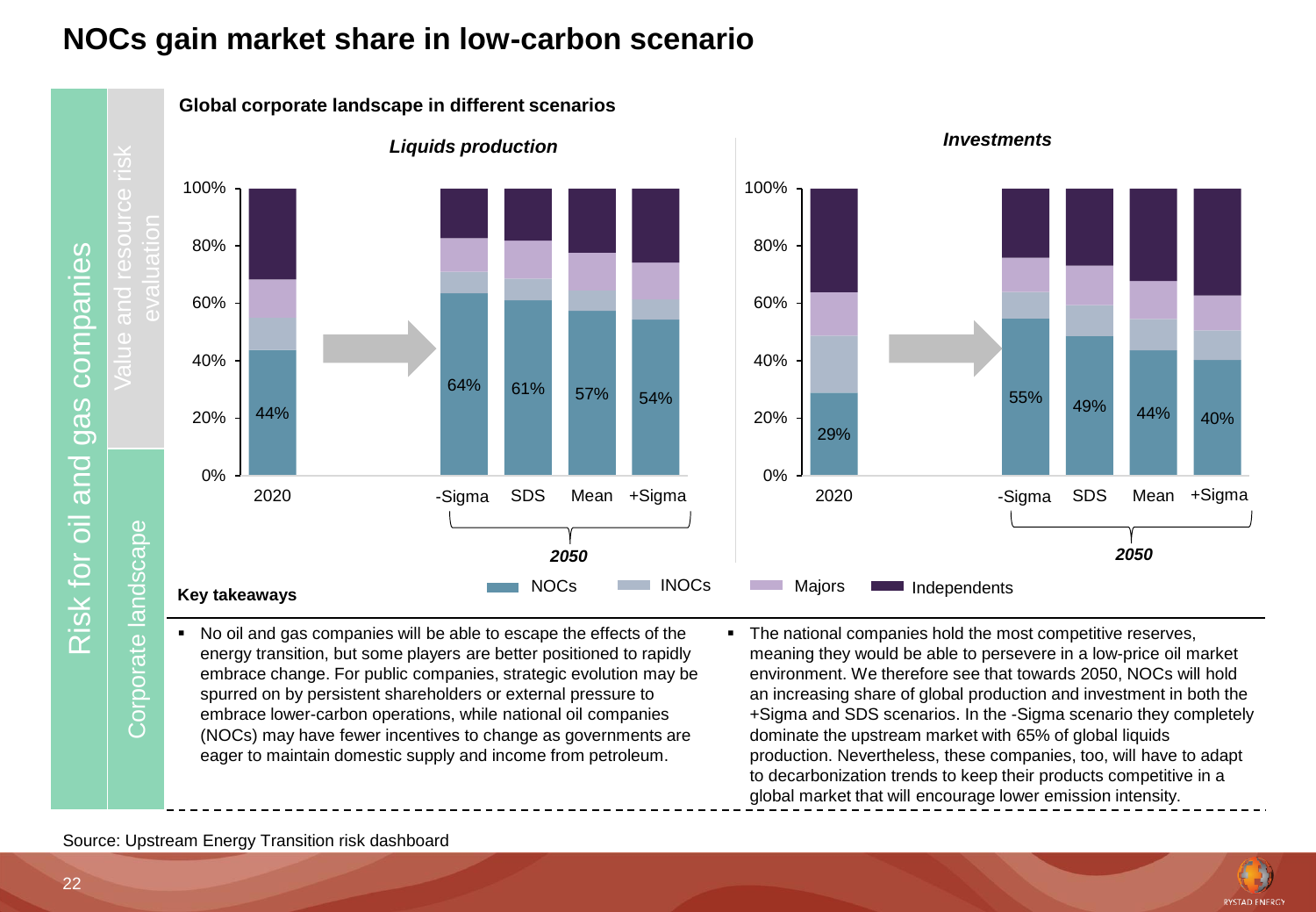# NOCs gain market share in low-carbon scenario

Risk for oil and gas companies

Value and resource risk evaluation

Corporate landscape

**Global corporate landscape in different scenarios**

***Liquids production***

| | 2020 | 2050 -Sigma | 2050 SDS | 2050 Mean | 2050 +Sigma |
|---|---|---|---|---|---|
| NOCs | 44% | 64% | 61% | 57% | 54% |

***Investments***

| | 2020 | 2050 -Sigma | 2050 SDS | 2050 Mean | 2050 +Sigma |
|---|---|---|---|---|---|
| NOCs | 29% | 55% | 49% | 44% | 40% |

Legend: NOCs, INOCs, Majors, Independents

**Key takeaways**

- No oil and gas companies will be able to escape the effects of the energy transition, but some players are better positioned to rapidly embrace change. For public companies, strategic evolution may be spurred on by persistent shareholders or external pressure to embrace lower-carbon operations, while national oil companies (NOCs) may have fewer incentives to change as governments are eager to maintain domestic supply and income from petroleum.
- The national companies hold the most competitive reserves, meaning they would be able to persevere in a low-price oil market environment. We therefore see that towards 2050, NOCs will hold an increasing share of global production and investment in both the +Sigma and SDS scenarios. In the -Sigma scenario they completely dominate the upstream market with 65% of global liquids production. Nevertheless, these companies, too, will have to adapt to decarbonization trends to keep their products competitive in a global market that will encourage lower emission intensity.

Source: Upstream Energy Transition risk dashboard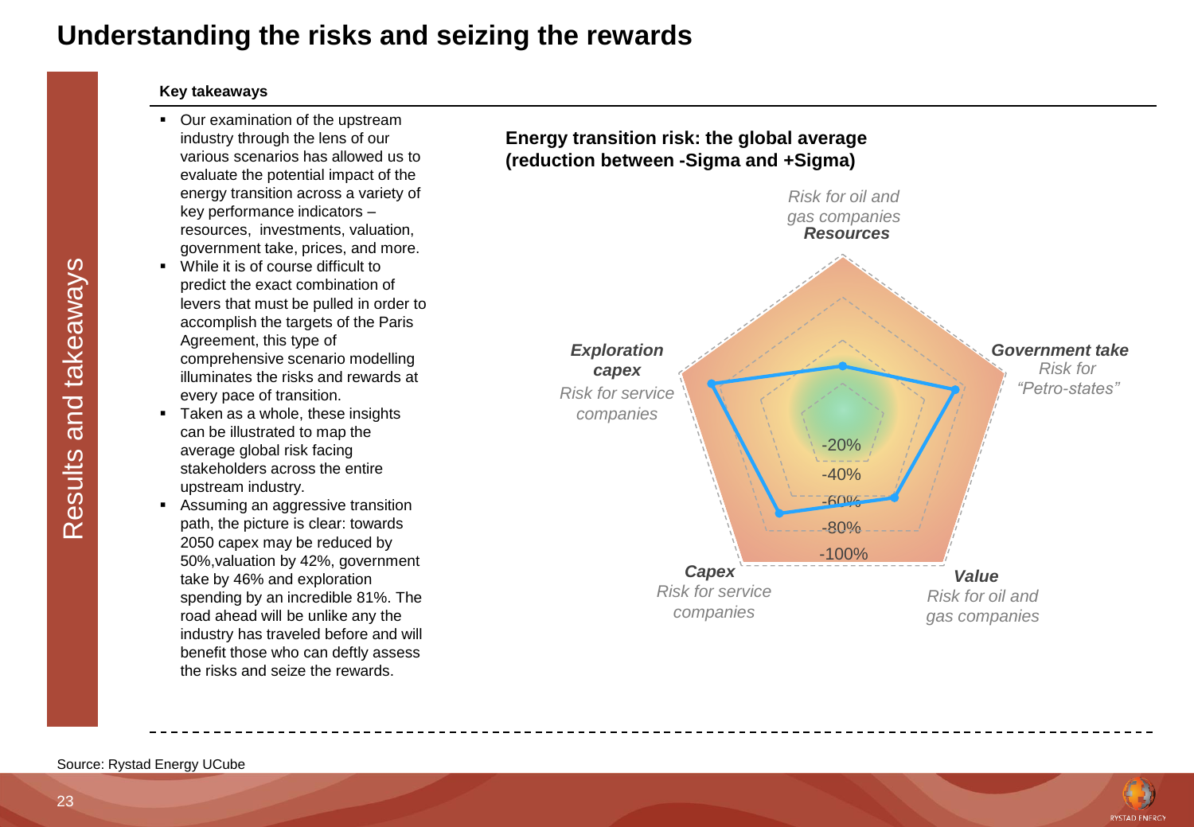# Understanding the risks and seizing the rewards

Results and takeaways

**Key takeaways**

- Our examination of the upstream industry through the lens of our various scenarios has allowed us to evaluate the potential impact of the energy transition across a variety of key performance indicators – resources, investments, valuation, government take, prices, and more.
- While it is of course difficult to predict the exact combination of levers that must be pulled in order to accomplish the targets of the Paris Agreement, this type of comprehensive scenario modelling illuminates the risks and rewards at every pace of transition.
- Taken as a whole, these insights can be illustrated to map the average global risk facing stakeholders across the entire upstream industry.
- Assuming an aggressive transition path, the picture is clear: towards 2050 capex may be reduced by 50%,valuation by 42%, government take by 46% and exploration spending by an incredible 81%. The road ahead will be unlike any the industry has traveled before and will benefit those who can deftly assess the risks and seize the rewards.

**Energy transition risk: the global average (reduction between -Sigma and +Sigma)**

*Risk for oil and gas companies*
***Resources***

***Government take***
*Risk for "Petro-states"*

***Value***
*Risk for oil and gas companies*

***Capex***
*Risk for service companies*

***Exploration capex***
*Risk for service companies*

-20%
-40%
-60%
-80%
-100%

Source: Rystad Energy UCube